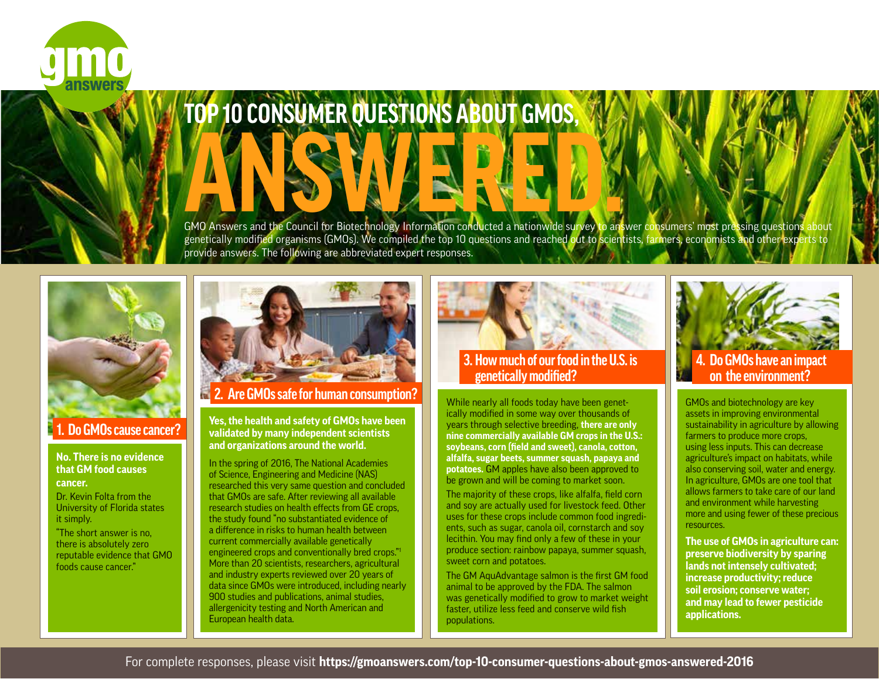gmo answers

# TOP 10 CONSUMER QUESTIONS ABOUT GMOS, ANSWERED.

GMO Answers and the Council for Biotechnology Information conducted a nationwide survey to answer consumers' most pressing questions about genetically modified organisms (GMOs). We compiled the top 10 questions and reached out to scientists, farmers, economists and other experts to provide answers. The following are abbreviated expert responses.

## 1. Do GMOs cause cancer?

**No. There is no evidence that GM food causes cancer.**

Dr. Kevin Folta from the University of Florida states it simply.

"The short answer is no, there is absolutely zero reputable evidence that GMO foods cause cancer."

## 2. Are GMOs safe for human consumption?

**Yes, the health and safety of GMOs have been validated by many independent scientists and organizations around the world.**

In the spring of 2016, The National Academies of Science, Engineering and Medicine (NAS) researched this very same question and concluded that GMOs are safe. After reviewing all available research studies on health effects from GE crops, the study found "no substantiated evidence of a difference in risks to human health between current commercially available genetically engineered crops and conventionally bred crops."[1] More than 20 scientists, researchers, agricultural and industry experts reviewed over 20 years of data since GMOs were introduced, including nearly 900 studies and publications, animal studies, allergenicity testing and North American and European health data.

## 3. How much of our food in the U.S. is genetically modified?

While nearly all foods today have been genetically modified in some way over thousands of years through selective breeding, **there are only nine commercially available GM crops in the U.S.: soybeans, corn (field and sweet), canola, cotton, alfalfa, sugar beets, summer squash, papaya and potatoes.** GM apples have also been approved to be grown and will be coming to market soon.

The majority of these crops, like alfalfa, field corn and soy are actually used for livestock feed. Other uses for these crops include common food ingredients, such as sugar, canola oil, cornstarch and soy lecithin. You may find only a few of these in your produce section: rainbow papaya, summer squash, sweet corn and potatoes.

The GM AquAdvantage salmon is the first GM food animal to be approved by the FDA. The salmon was genetically modified to grow to market weight faster, utilize less feed and conserve wild fish populations.

## 4. Do GMOs have an impact on the environment?

GMOs and biotechnology are key assets in improving environmental sustainability in agriculture by allowing farmers to produce more crops, using less inputs. This can decrease agriculture's impact on habitats, while also conserving soil, water and energy. In agriculture, GMOs are one tool that allows farmers to take care of our land and environment while harvesting more and using fewer of these precious resources.

**The use of GMOs in agriculture can: preserve biodiversity by sparing lands not intensely cultivated; increase productivity; reduce soil erosion; conserve water; and may lead to fewer pesticide applications.**

For complete responses, please visit **https://gmoanswers.com/top-10-consumer-questions-about-gmos-answered-2016**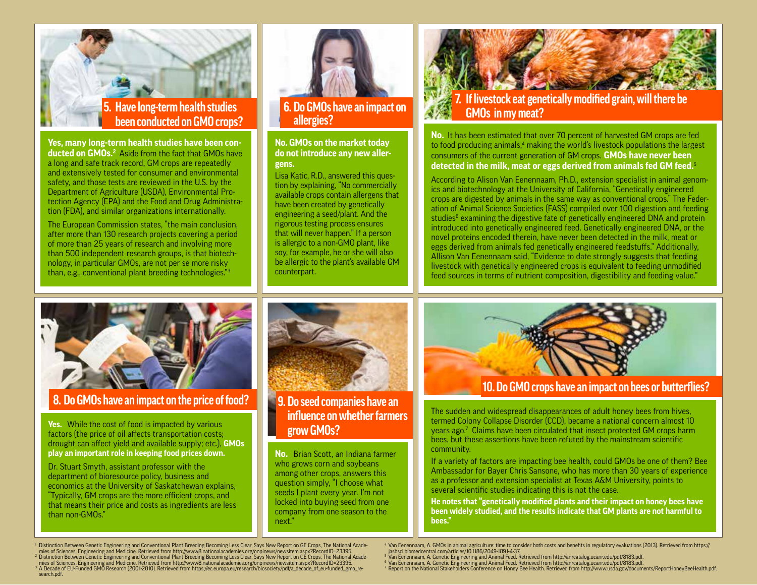## 5. Have long-term health studies been conducted on GMO crops?

**Yes, many long-term health studies have been conducted on GMOs.**[2] Aside from the fact that GMOs have a long and safe track record, GM crops are repeatedly and extensively tested for consumer and environmental safety, and those tests are reviewed in the U.S. by the Department of Agriculture (USDA), Environmental Protection Agency (EPA) and the Food and Drug Administration (FDA), and similar organizations internationally.

The European Commission states, "the main conclusion, after more than 130 research projects covering a period of more than 25 years of research and involving more than 500 independent research groups, is that biotechnology, in particular GMOs, are not per se more risky than, e.g., conventional plant breeding technologies."[3]

## 6. Do GMOs have an impact on allergies?

**No. GMOs on the market today do not introduce any new allergens.**

Lisa Katic, R.D., answered this question by explaining, "No commercially available crops contain allergens that have been created by genetically engineering a seed/plant. And the rigorous testing process ensures that will never happen." If a person is allergic to a non-GMO plant, like soy, for example, he or she will also be allergic to the plant's available GM counterpart.

## 7. If livestock eat genetically modified grain, will there be GMOs in my meat?

**No.** It has been estimated that over 70 percent of harvested GM crops are fed to food producing animals,[4] making the world's livestock populations the largest consumers of the current generation of GM crops. **GMOs have never been detected in the milk, meat or eggs derived from animals fed GM feed.**[5]

According to Alison Van Eenennaam, Ph.D., extension specialist in animal genomics and biotechnology at the University of California, "Genetically engineered crops are digested by animals in the same way as conventional crops." The Federation of Animal Science Societies (FASS) compiled over 100 digestion and feeding studies[6] examining the digestive fate of genetically engineered DNA and protein introduced into genetically engineered feed. Genetically engineered DNA, or the novel proteins encoded therein, have never been detected in the milk, meat or eggs derived from animals fed genetically engineered feedstuffs." Additionally, Allison Van Eenennaam said, "Evidence to date strongly suggests that feeding livestock with genetically engineered crops is equivalent to feeding unmodified feed sources in terms of nutrient composition, digestibility and feeding value."

## 8. Do GMOs have an impact on the price of food?

**Yes.** While the cost of food is impacted by various factors (the price of oil affects transportation costs; drought can affect yield and available supply; etc.), **GMOs play an important role in keeping food prices down.**

Dr. Stuart Smyth, assistant professor with the department of bioresource policy, business and economics at the University of Saskatchewan explains, "Typically, GM crops are the more efficient crops, and that means their price and costs as ingredients are less than non-GMOs."

## 9. Do seed companies have an influence on whether farmers grow GMOs?

**No.** Brian Scott, an Indiana farmer who grows corn and soybeans among other crops, answers this question simply, "I choose what seeds I plant every year. I'm not locked into buying seed from one company from one season to the next."

## 10. Do GMO crops have an impact on bees or butterflies?

The sudden and widespread disappearances of adult honey bees from hives, termed Colony Collapse Disorder (CCD), became a national concern almost 10 years ago.[7] Claims have been circulated that insect protected GM crops harm bees, but these assertions have been refuted by the mainstream scientific community.

If a variety of factors are impacting bee health, could GMOs be one of them? Bee Ambassador for Bayer Chris Sansone, who has more than 30 years of experience as a professor and extension specialist at Texas A&M University, points to several scientific studies indicating this is not the case.

**He notes that "genetically modified plants and their impact on honey bees have been widely studied, and the results indicate that GM plants are not harmful to bees."**

---

[1] Distinction Between Genetic Engineering and Conventional Plant Breeding Becoming Less Clear, Says New Report on GE Crops, The National Academies of Sciences, Engineering and Medicine. Retrieved from http://www8.nationalacademies.org/onpinews/newsitem.aspx?RecordID=23395.

[2] Distinction Between Genetic Engineering and Conventional Plant Breeding Becoming Less Clear, Says New Report on GE Crops, The National Academies of Sciences, Engineering and Medicine. Retrieved from http://www8.nationalacademies.org/onpinews/newsitem.aspx?RecordID=23395.

[3] A Decade of EU-Funded GMO Research (2001-2010). Retrieved from https://ec.europa.eu/research/biosociety/pdf/a_decade_of_eu-funded_gmo_research.pdf.

[4] Van Eenennaam, A. GMOs in animal agriculture: time to consider both costs and benefits in regulatory evaluations (2013). Retrieved from https://jasbsci.biomedcentral.com/articles/10.1186/2049-1891-4-37.

[5] Van Eenennaam, A. Genetic Engineering and Animal Feed. Retrieved from http://anrcatalog.ucanr.edu/pdf/8183.pdf.

[6] Van Eenennaam, A. Genetic Engineering and Animal Feed. Retrieved from http://anrcatalog.ucanr.edu/pdf/8183.pdf.

[7] Report on the National Stakeholders Conference on Honey Bee Health. Retrieved from http://www.usda.gov/documents/ReportHoneyBeeHealth.pdf.